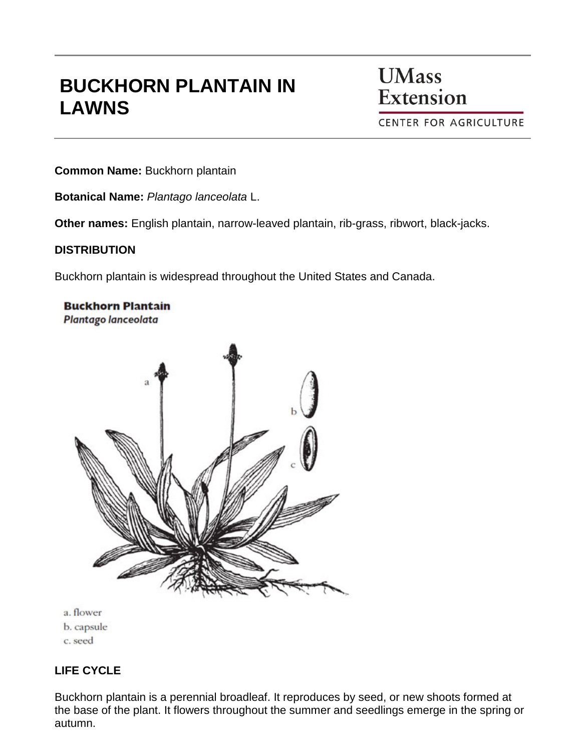# BUCKHORN PLANTAIN IN LAWNS

UMass Extension
CENTER FOR AGRICULTURE

**Common Name:** Buckhorn plantain

**Botanical Name:** *Plantago lanceolata* L.

**Other names:** English plantain, narrow-leaved plantain, rib-grass, ribwort, black-jacks.

## DISTRIBUTION

Buckhorn plantain is widespread throughout the United States and Canada.

**Buckhorn Plantain**
*Plantago lanceolata*

a. flower
b. capsule
c. seed

## LIFE CYCLE

Buckhorn plantain is a perennial broadleaf. It reproduces by seed, or new shoots formed at the base of the plant. It flowers throughout the summer and seedlings emerge in the spring or autumn.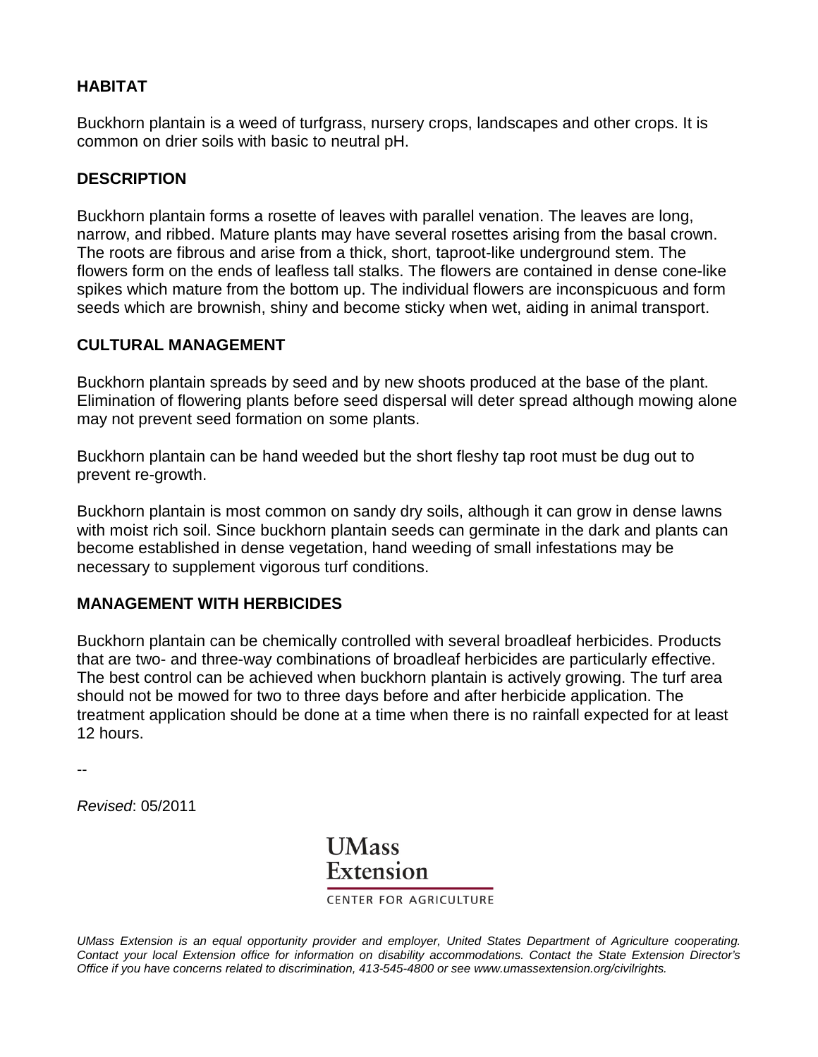## HABITAT

Buckhorn plantain is a weed of turfgrass, nursery crops, landscapes and other crops. It is common on drier soils with basic to neutral pH.

## DESCRIPTION

Buckhorn plantain forms a rosette of leaves with parallel venation. The leaves are long, narrow, and ribbed. Mature plants may have several rosettes arising from the basal crown. The roots are fibrous and arise from a thick, short, taproot-like underground stem. The flowers form on the ends of leafless tall stalks. The flowers are contained in dense cone-like spikes which mature from the bottom up. The individual flowers are inconspicuous and form seeds which are brownish, shiny and become sticky when wet, aiding in animal transport.

## CULTURAL MANAGEMENT

Buckhorn plantain spreads by seed and by new shoots produced at the base of the plant. Elimination of flowering plants before seed dispersal will deter spread although mowing alone may not prevent seed formation on some plants.

Buckhorn plantain can be hand weeded but the short fleshy tap root must be dug out to prevent re-growth.

Buckhorn plantain is most common on sandy dry soils, although it can grow in dense lawns with moist rich soil. Since buckhorn plantain seeds can germinate in the dark and plants can become established in dense vegetation, hand weeding of small infestations may be necessary to supplement vigorous turf conditions.

## MANAGEMENT WITH HERBICIDES

Buckhorn plantain can be chemically controlled with several broadleaf herbicides. Products that are two- and three-way combinations of broadleaf herbicides are particularly effective. The best control can be achieved when buckhorn plantain is actively growing. The turf area should not be mowed for two to three days before and after herbicide application. The treatment application should be done at a time when there is no rainfall expected for at least 12 hours.

--

*Revised*: 05/2011

UMass Extension

CENTER FOR AGRICULTURE

*UMass Extension is an equal opportunity provider and employer, United States Department of Agriculture cooperating. Contact your local Extension office for information on disability accommodations. Contact the State Extension Director's Office if you have concerns related to discrimination, 413-545-4800 or see www.umassextension.org/civilrights.*